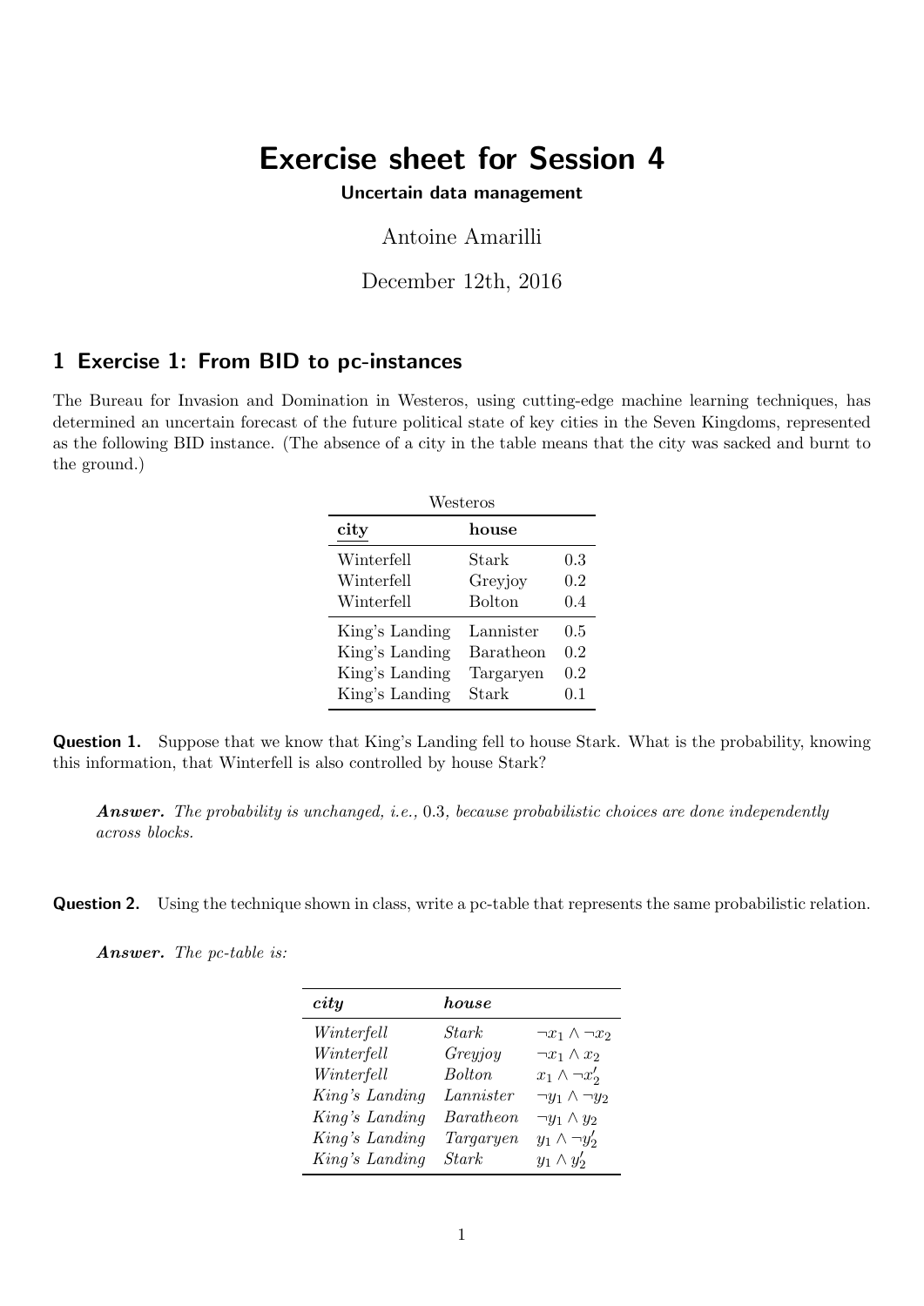# Exercise sheet for Session 4

**Uncertain data management**

Antoine Amarilli

December 12th, 2016

## 1 Exercise 1: From BID to pc-instances

The Bureau for Invasion and Domination in Westeros, using cutting-edge machine learning techniques, has determined an uncertain forecast of the future political state of key cities in the Seven Kingdoms, represented as the following BID instance. (The absence of a city in the table means that the city was sacked and burnt to the ground.)

Westeros

| city | house | |
|---|---|---|
| Winterfell | Stark | 0.3 |
| Winterfell | Greyjoy | 0.2 |
| Winterfell | Bolton | 0.4 |
| King's Landing | Lannister | 0.5 |
| King's Landing | Baratheon | 0.2 |
| King's Landing | Targaryen | 0.2 |
| King's Landing | Stark | 0.1 |

**Question 1.** Suppose that we know that King's Landing fell to house Stark. What is the probability, knowing this information, that Winterfell is also controlled by house Stark?

> ***Answer.*** *The probability is unchanged, i.e.,* 0.3*, because probabilistic choices are done independently across blocks.*

**Question 2.** Using the technique shown in class, write a pc-table that represents the same probabilistic relation.

> ***Answer.*** *The pc-table is:*

| *city* | *house* | |
|---|---|---|
| *Winterfell* | *Stark* | $\neg x_1 \land \neg x_2$ |
| *Winterfell* | *Greyjoy* | $\neg x_1 \land x_2$ |
| *Winterfell* | *Bolton* | $x_1 \land \neg x_2'$ |
| *King's Landing* | *Lannister* | $\neg y_1 \land \neg y_2$ |
| *King's Landing* | *Baratheon* | $\neg y_1 \land y_2$ |
| *King's Landing* | *Targaryen* | $y_1 \land \neg y_2'$ |
| *King's Landing* | *Stark* | $y_1 \land y_2'$ |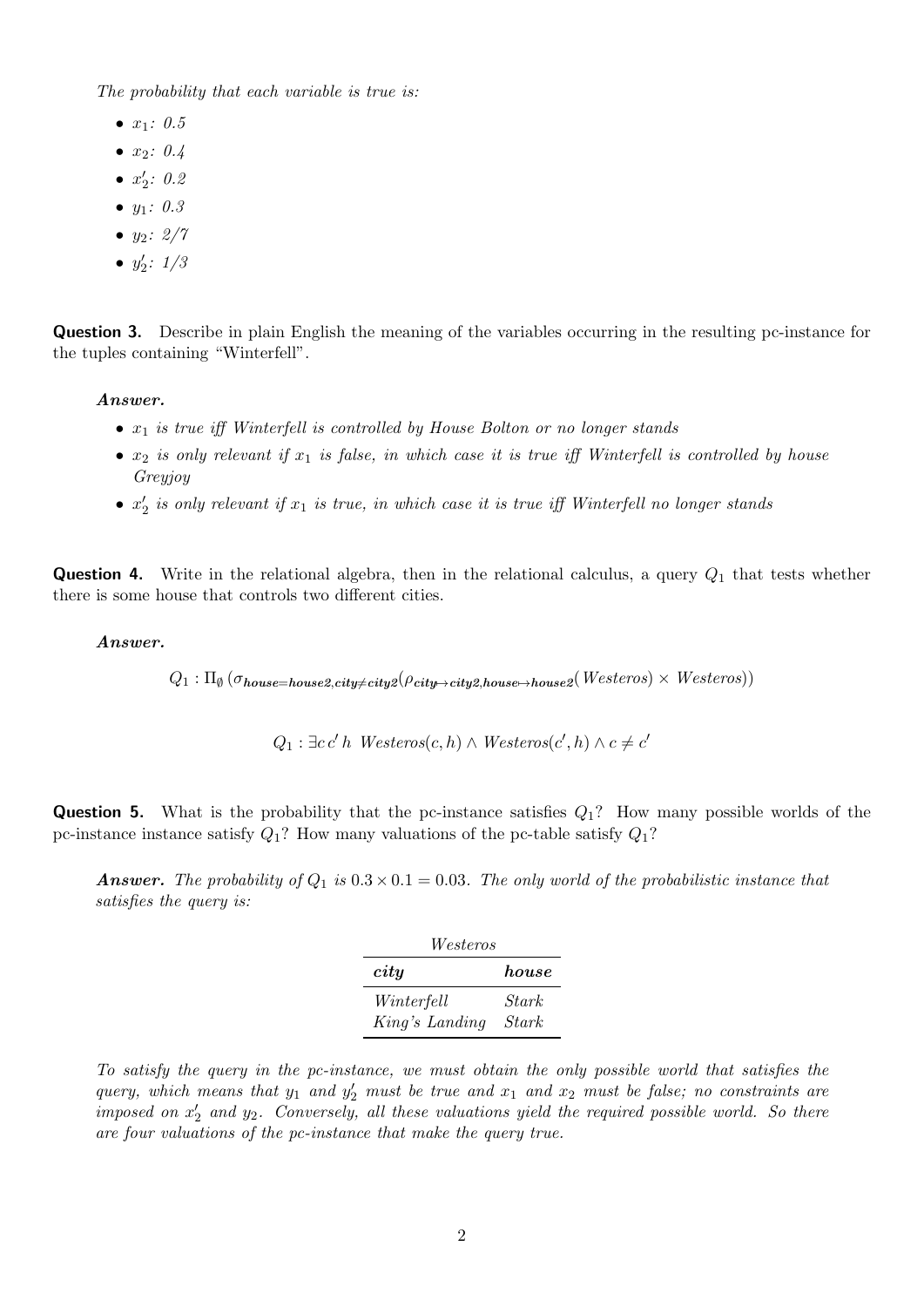*The probability that each variable is true is:*

- $x_1$: *0.5*
- $x_2$: *0.4*
- $x'_2$: *0.2*
- $y_1$: *0.3*
- $y_2$: *2/7*
- $y'_2$: *1/3*

**Question 3.** Describe in plain English the meaning of the variables occurring in the resulting pc-instance for the tuples containing "Winterfell".

***Answer.***

- $x_1$ *is true iff Winterfell is controlled by House Bolton or no longer stands*
- $x_2$ *is only relevant if* $x_1$ *is false, in which case it is true iff Winterfell is controlled by house Greyjoy*
- $x'_2$ *is only relevant if* $x_1$ *is true, in which case it is true iff Winterfell no longer stands*

**Question 4.** Write in the relational algebra, then in the relational calculus, a query $Q_1$ that tests whether there is some house that controls two different cities.

***Answer.***

$$Q_1 : \Pi_{\emptyset} \left( \sigma_{\textit{house}=\textit{house2}, \textit{city} \neq \textit{city2}} ( \rho_{\textit{city} \mapsto \textit{city2}, \textit{house} \mapsto \textit{house2}} ( \textit{Westeros} ) \times \textit{Westeros} ) \right)$$

$$Q_1 : \exists c\, c'\, h \;\; \textit{Westeros}(c, h) \wedge \textit{Westeros}(c', h) \wedge c \neq c'$$

**Question 5.** What is the probability that the pc-instance satisfies $Q_1$? How many possible worlds of the pc-instance instance satisfy $Q_1$? How many valuations of the pc-table satisfy $Q_1$?

***Answer.*** *The probability of* $Q_1$ *is* $0.3 \times 0.1 = 0.03$*. The only world of the probabilistic instance that satisfies the query is:*

*Westeros*

| ***city*** | ***house*** |
|---|---|
| *Winterfell* | *Stark* |
| *King's Landing* | *Stark* |

*To satisfy the query in the pc-instance, we must obtain the only possible world that satisfies the query, which means that* $y_1$ *and* $y'_2$ *must be true and* $x_1$ *and* $x_2$ *must be false; no constraints are imposed on* $x'_2$ *and* $y_2$*. Conversely, all these valuations yield the required possible world. So there are four valuations of the pc-instance that make the query true.*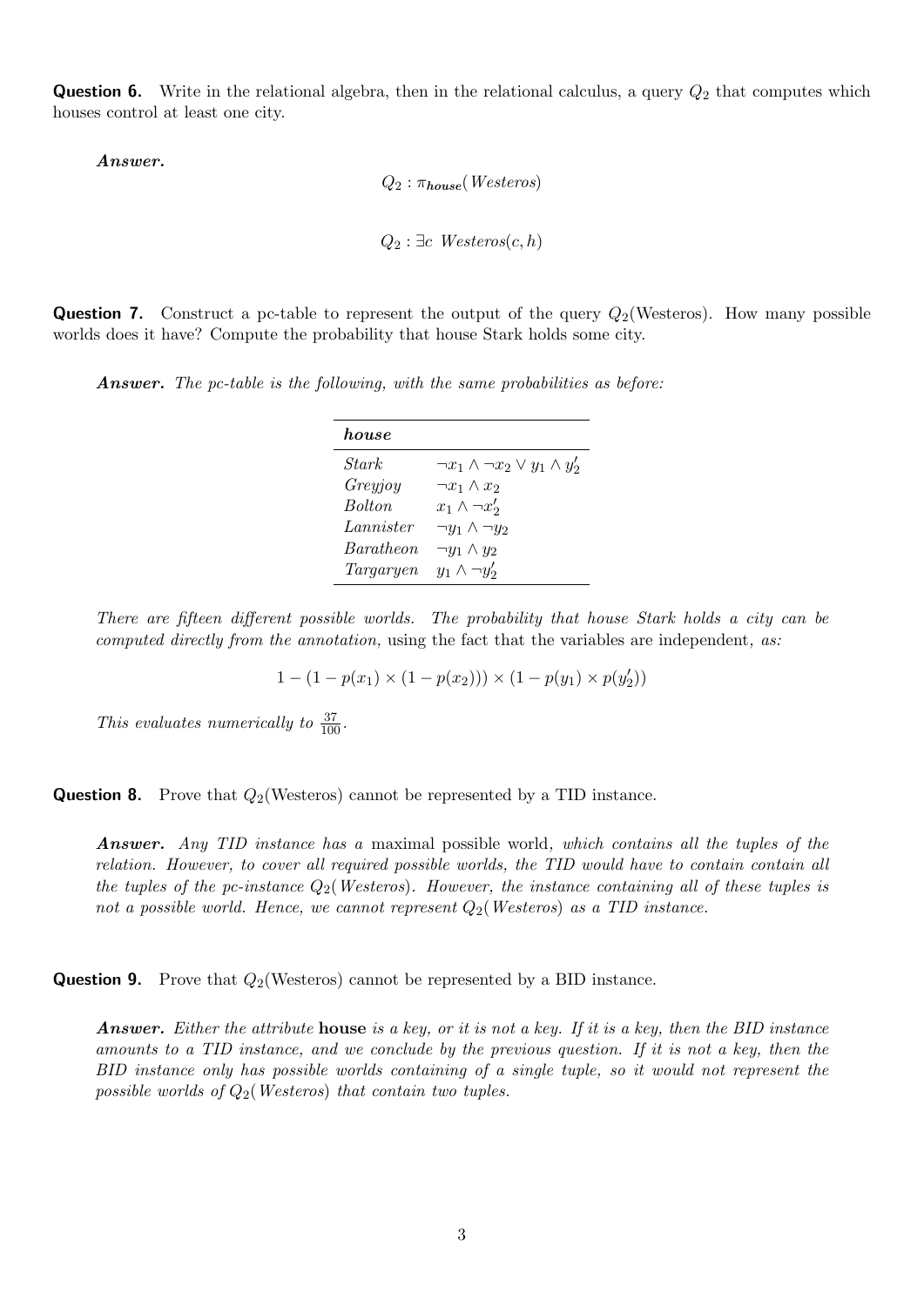**Question 6.** Write in the relational algebra, then in the relational calculus, a query $Q_2$ that computes which houses control at least one city.

***Answer.***

$$Q_2 : \pi_{\boldsymbol{house}}(\mathit{Westeros})$$

$$Q_2 : \exists c \ \mathit{Westeros}(c, h)$$

**Question 7.** Construct a pc-table to represent the output of the query $Q_2$(Westeros). How many possible worlds does it have? Compute the probability that house Stark holds some city.

***Answer.*** *The pc-table is the following, with the same probabilities as before:*

| ***house*** | |
|---|---|
| *Stark* | $\neg x_1 \land \neg x_2 \lor y_1 \land y_2'$ |
| *Greyjoy* | $\neg x_1 \land x_2$ |
| *Bolton* | $x_1 \land \neg x_2'$ |
| *Lannister* | $\neg y_1 \land \neg y_2$ |
| *Baratheon* | $\neg y_1 \land y_2$ |
| *Targaryen* | $y_1 \land \neg y_2'$ |

*There are fifteen different possible worlds. The probability that house Stark holds a city can be computed directly from the annotation,* using the fact that the variables are independent*, as:*

$$1 - (1 - p(x_1) \times (1 - p(x_2))) \times (1 - p(y_1) \times p(y_2'))$$

*This evaluates numerically to* $\frac{37}{100}$.

**Question 8.** Prove that $Q_2$(Westeros) cannot be represented by a TID instance.

***Answer.*** *Any TID instance has a* maximal possible world*, which contains all the tuples of the relation. However, to cover all required possible worlds, the TID would have to contain contain all the tuples of the pc-instance $Q_2$(Westeros). However, the instance containing all of these tuples is not a possible world. Hence, we cannot represent $Q_2$(Westeros) as a TID instance.*

**Question 9.** Prove that $Q_2$(Westeros) cannot be represented by a BID instance.

***Answer.*** *Either the attribute* **house** *is a key, or it is not a key. If it is a key, then the BID instance amounts to a TID instance, and we conclude by the previous question. If it is not a key, then the BID instance only has possible worlds containing of a single tuple, so it would not represent the possible worlds of $Q_2$(Westeros) that contain two tuples.*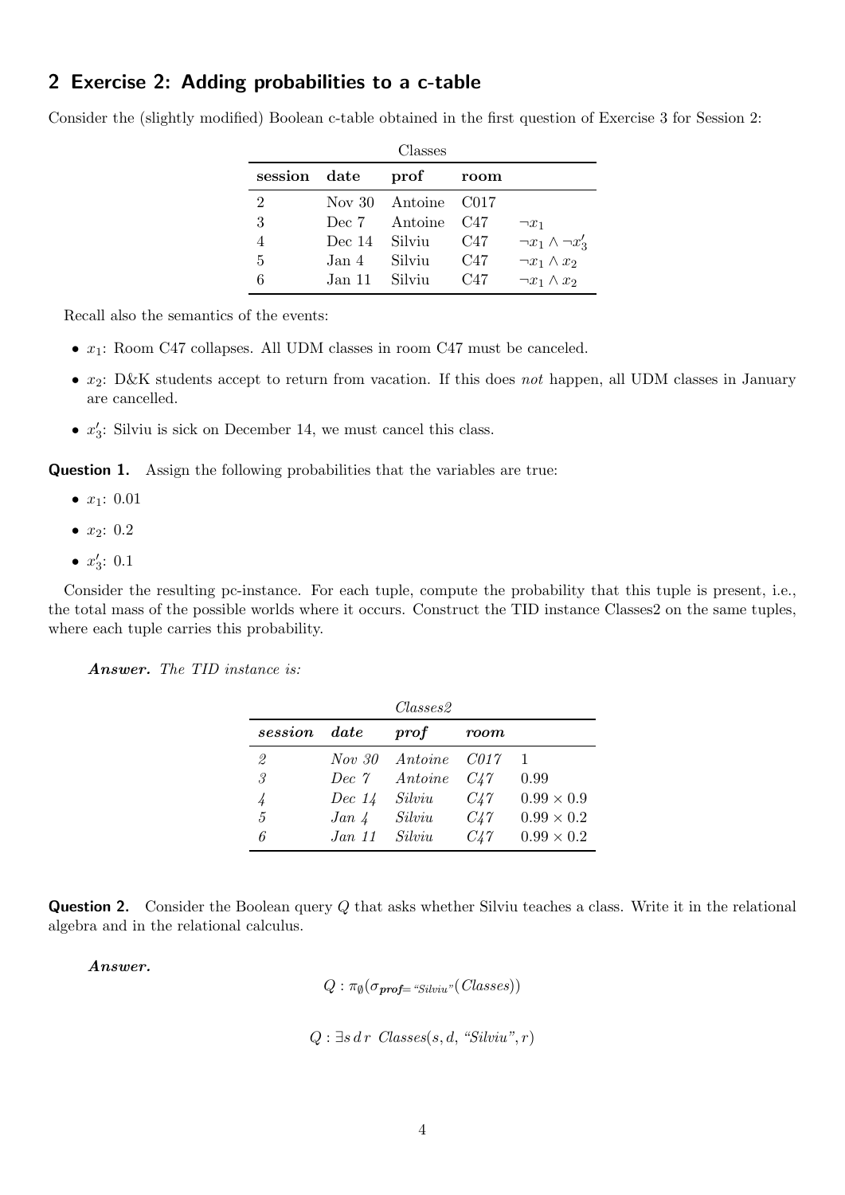## 2 Exercise 2: Adding probabilities to a c-table

Consider the (slightly modified) Boolean c-table obtained in the first question of Exercise 3 for Session 2:

Classes

| session | date | prof | room | |
|---|---|---|---|---|
| 2 | Nov 30 | Antoine | C017 | |
| 3 | Dec 7 | Antoine | C47 | $\neg x_1$ |
| 4 | Dec 14 | Silviu | C47 | $\neg x_1 \wedge \neg x_3'$ |
| 5 | Jan 4 | Silviu | C47 | $\neg x_1 \wedge x_2$ |
| 6 | Jan 11 | Silviu | C47 | $\neg x_1 \wedge x_2$ |

Recall also the semantics of the events:

- $x_1$: Room C47 collapses. All UDM classes in room C47 must be canceled.
- $x_2$: D&K students accept to return from vacation. If this does *not* happen, all UDM classes in January are cancelled.
- $x_3'$: Silviu is sick on December 14, we must cancel this class.

**Question 1.** Assign the following probabilities that the variables are true:

- $x_1$: 0.01
- $x_2$: 0.2
- $x_3'$: 0.1

Consider the resulting pc-instance. For each tuple, compute the probability that this tuple is present, i.e., the total mass of the possible worlds where it occurs. Construct the TID instance Classes2 on the same tuples, where each tuple carries this probability.

***Answer.*** *The TID instance is:*

*Classes2*

| *session* | *date* | *prof* | *room* | |
|---|---|---|---|---|
| *2* | *Nov 30* | *Antoine* | *C017* | 1 |
| *3* | *Dec 7* | *Antoine* | *C47* | 0.99 |
| *4* | *Dec 14* | *Silviu* | *C47* | $0.99 \times 0.9$ |
| *5* | *Jan 4* | *Silviu* | *C47* | $0.99 \times 0.2$ |
| *6* | *Jan 11* | *Silviu* | *C47* | $0.99 \times 0.2$ |

**Question 2.** Consider the Boolean query $Q$ that asks whether Silviu teaches a class. Write it in the relational algebra and in the relational calculus.

***Answer.***

$$Q : \pi_{\emptyset}(\sigma_{\textit{prof}=\text{"Silviu"}}(\textit{Classes}))$$

$$Q : \exists s\, d\, r \;\; \textit{Classes}(s, d, \text{"Silviu"}, r)$$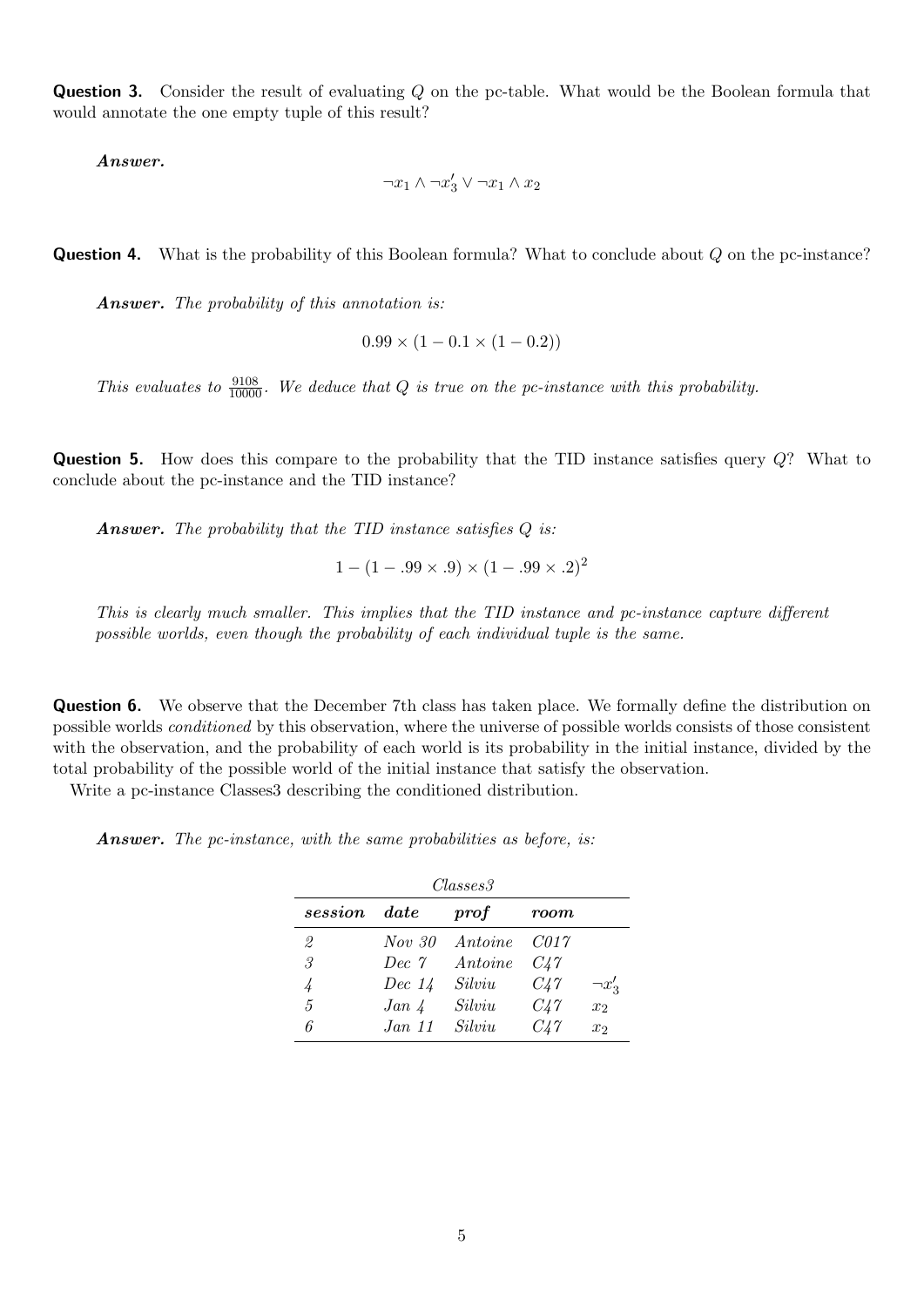**Question 3.** Consider the result of evaluating $Q$ on the pc-table. What would be the Boolean formula that would annotate the one empty tuple of this result?

***Answer.***

$$\neg x_1 \wedge \neg x_3' \vee \neg x_1 \wedge x_2$$

**Question 4.** What is the probability of this Boolean formula? What to conclude about $Q$ on the pc-instance?

***Answer.*** *The probability of this annotation is:*

$$0.99 \times (1 - 0.1 \times (1 - 0.2))$$

*This evaluates to* $\frac{9108}{10000}$. *We deduce that* $Q$ *is true on the pc-instance with this probability.*

**Question 5.** How does this compare to the probability that the TID instance satisfies query $Q$? What to conclude about the pc-instance and the TID instance?

***Answer.*** *The probability that the TID instance satisfies* $Q$ *is:*

$$1 - (1 - .99 \times .9) \times (1 - .99 \times .2)^2$$

*This is clearly much smaller. This implies that the TID instance and pc-instance capture different possible worlds, even though the probability of each individual tuple is the same.*

**Question 6.** We observe that the December 7th class has taken place. We formally define the distribution on possible worlds *conditioned* by this observation, where the universe of possible worlds consists of those consistent with the observation, and the probability of each world is its probability in the initial instance, divided by the total probability of the possible world of the initial instance that satisfy the observation.

Write a pc-instance Classes3 describing the conditioned distribution.

***Answer.*** *The pc-instance, with the same probabilities as before, is:*

*Classes3*

| ***session*** | ***date*** | ***prof*** | ***room*** | |
|---|---|---|---|---|
| *2* | *Nov 30* | *Antoine* | *C017* | |
| *3* | *Dec 7* | *Antoine* | *C47* | |
| *4* | *Dec 14* | *Silviu* | *C47* | $\neg x_3'$ |
| *5* | *Jan 4* | *Silviu* | *C47* | $x_2$ |
| *6* | *Jan 11* | *Silviu* | *C47* | $x_2$ |